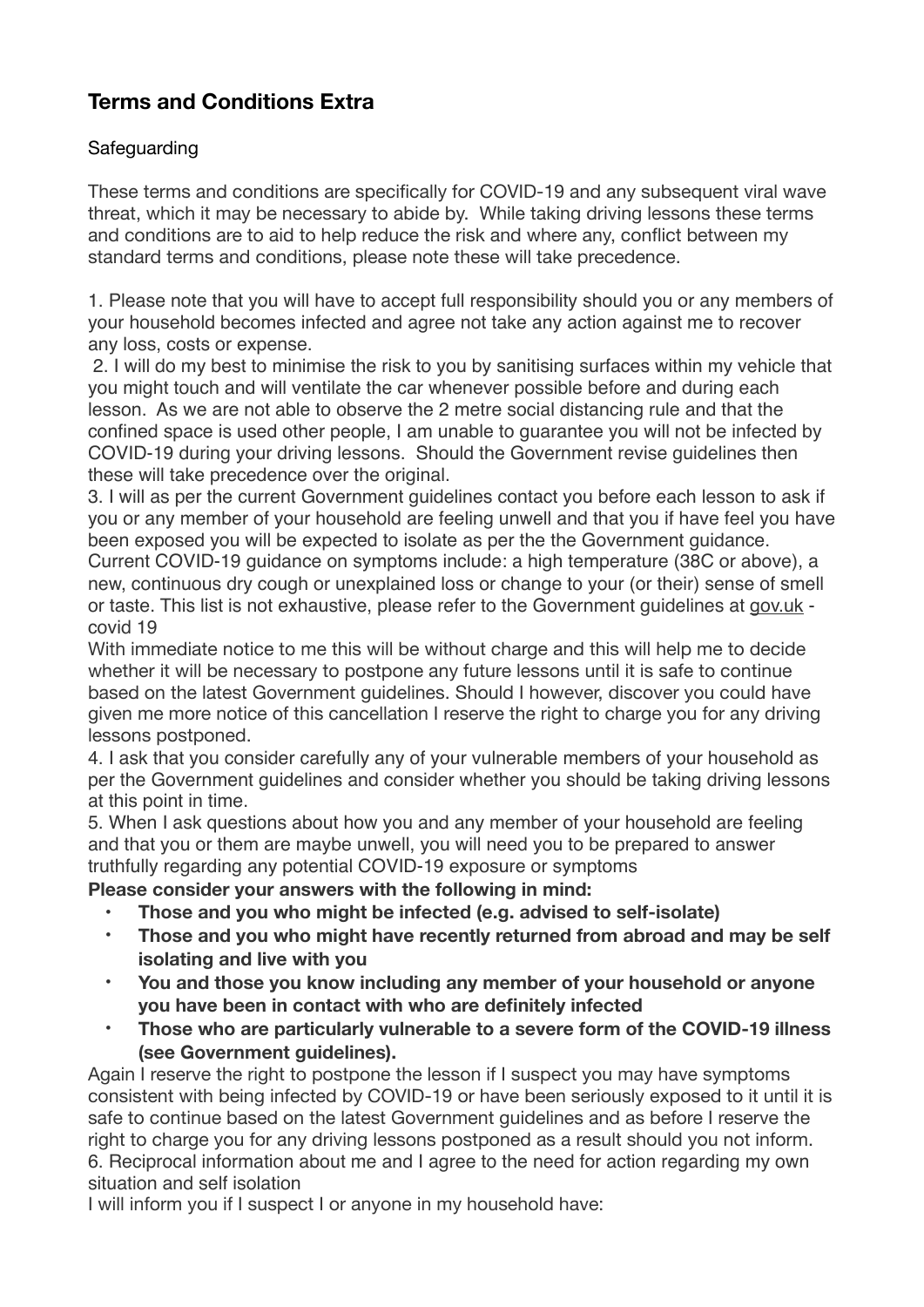## Terms and Conditions Extra

Safeguarding

These terms and conditions are specifically for COVID-19 and any subsequent viral wave threat, which it may be necessary to abide by. While taking driving lessons these terms and conditions are to aid to help reduce the risk and where any, conflict between my standard terms and conditions, please note these will take precedence.

1. Please note that you will have to accept full responsibility should you or any members of your household becomes infected and agree not take any action against me to recover any loss, costs or expense.
2. I will do my best to minimise the risk to you by sanitising surfaces within my vehicle that you might touch and will ventilate the car whenever possible before and during each lesson. As we are not able to observe the 2 metre social distancing rule and that the confined space is used other people, I am unable to guarantee you will not be infected by COVID-19 during your driving lessons. Should the Government revise guidelines then these will take precedence over the original.
3. I will as per the current Government guidelines contact you before each lesson to ask if you or any member of your household are feeling unwell and that you if have feel you have been exposed you will be expected to isolate as per the the Government guidance. Current COVID-19 guidance on symptoms include: a high temperature (38C or above), a new, continuous dry cough or unexplained loss or change to your (or their) sense of smell or taste. This list is not exhaustive, please refer to the Government guidelines at gov.uk - covid 19
With immediate notice to me this will be without charge and this will help me to decide whether it will be necessary to postpone any future lessons until it is safe to continue based on the latest Government guidelines. Should I however, discover you could have given me more notice of this cancellation I reserve the right to charge you for any driving lessons postponed.
4. I ask that you consider carefully any of your vulnerable members of your household as per the Government guidelines and consider whether you should be taking driving lessons at this point in time.
5. When I ask questions about how you and any member of your household are feeling and that you or them are maybe unwell, you will need you to be prepared to answer truthfully regarding any potential COVID-19 exposure or symptoms
**Please consider your answers with the following in mind:**
   - **Those and you who might be infected (e.g. advised to self-isolate)**
   - **Those and you who might have recently returned from abroad and may be self isolating and live with you**
   - **You and those you know including any member of your household or anyone you have been in contact with who are definitely infected**
   - **Those who are particularly vulnerable to a severe form of the COVID-19 illness (see Government guidelines).**

   Again I reserve the right to postpone the lesson if I suspect you may have symptoms consistent with being infected by COVID-19 or have been seriously exposed to it until it is safe to continue based on the latest Government guidelines and as before I reserve the right to charge you for any driving lessons postponed as a result should you not inform.
6. Reciprocal information about me and I agree to the need for action regarding my own situation and self isolation
I will inform you if I suspect I or anyone in my household have: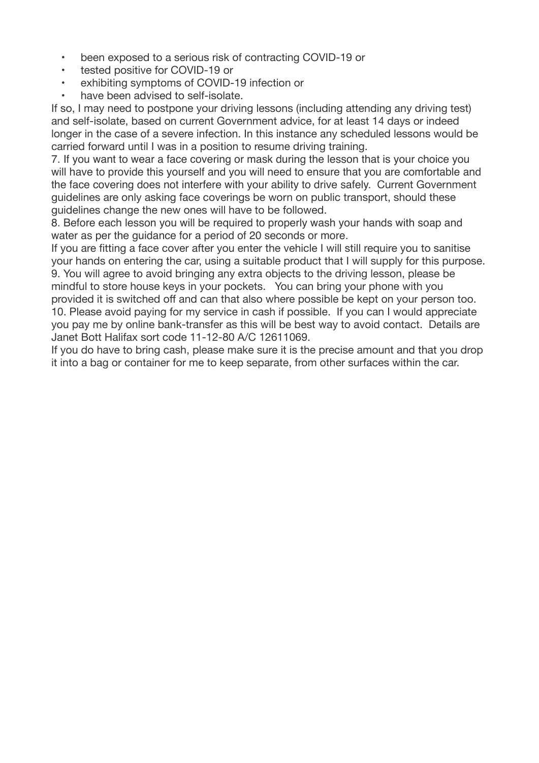- been exposed to a serious risk of contracting COVID-19 or
- tested positive for COVID-19 or
- exhibiting symptoms of COVID-19 infection or
- have been advised to self-isolate.

If so, I may need to postpone your driving lessons (including attending any driving test) and self-isolate, based on current Government advice, for at least 14 days or indeed longer in the case of a severe infection. In this instance any scheduled lessons would be carried forward until I was in a position to resume driving training.

7. If you want to wear a face covering or mask during the lesson that is your choice you will have to provide this yourself and you will need to ensure that you are comfortable and the face covering does not interfere with your ability to drive safely. Current Government guidelines are only asking face coverings be worn on public transport, should these guidelines change the new ones will have to be followed.

8. Before each lesson you will be required to properly wash your hands with soap and water as per the guidance for a period of 20 seconds or more.

If you are fitting a face cover after you enter the vehicle I will still require you to sanitise your hands on entering the car, using a suitable product that I will supply for this purpose.

9. You will agree to avoid bringing any extra objects to the driving lesson, please be mindful to store house keys in your pockets. You can bring your phone with you provided it is switched off and can that also where possible be kept on your person too.

10. Please avoid paying for my service in cash if possible. If you can I would appreciate you pay me by online bank-transfer as this will be best way to avoid contact. Details are Janet Bott Halifax sort code 11-12-80 A/C 12611069.

If you do have to bring cash, please make sure it is the precise amount and that you drop it into a bag or container for me to keep separate, from other surfaces within the car.